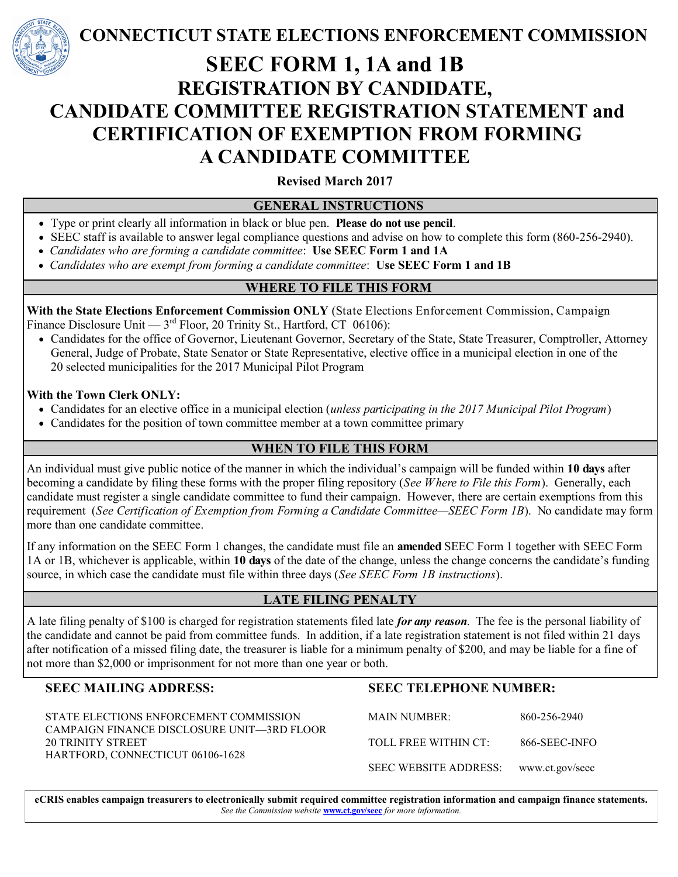# CONNECTICUT STATE ELECTIONS ENFORCEMENT COMMISSION

# SEEC FORM 1, 1A and 1B

## REGISTRATION BY CANDIDATE, CANDIDATE COMMITTEE REGISTRATION STATEMENT and CERTIFICATION OF EXEMPTION FROM FORMING A CANDIDATE COMMITTEE

**Revised March 2017**

### GENERAL INSTRUCTIONS

- Type or print clearly all information in black or blue pen. **Please do not use pencil**.
- SEEC staff is available to answer legal compliance questions and advise on how to complete this form (860-256-2940).
- *Candidates who are forming a candidate committee*: **Use SEEC Form 1 and 1A**
- *Candidates who are exempt from forming a candidate committee*: **Use SEEC Form 1 and 1B**

### WHERE TO FILE THIS FORM

**With the State Elections Enforcement Commission ONLY** (State Elections Enforcement Commission, Campaign Finance Disclosure Unit — 3rd Floor, 20 Trinity St., Hartford, CT 06106):

- Candidates for the office of Governor, Lieutenant Governor, Secretary of the State, State Treasurer, Comptroller, Attorney General, Judge of Probate, State Senator or State Representative, elective office in a municipal election in one of the 20 selected municipalities for the 2017 Municipal Pilot Program

**With the Town Clerk ONLY:**

- Candidates for an elective office in a municipal election (*unless participating in the 2017 Municipal Pilot Program*)
- Candidates for the position of town committee member at a town committee primary

### WHEN TO FILE THIS FORM

An individual must give public notice of the manner in which the individual's campaign will be funded within **10 days** after becoming a candidate by filing these forms with the proper filing repository (*See Where to File this Form*). Generally, each candidate must register a single candidate committee to fund their campaign. However, there are certain exemptions from this requirement (*See Certification of Exemption from Forming a Candidate Committee—SEEC Form 1B*). No candidate may form more than one candidate committee.

If any information on the SEEC Form 1 changes, the candidate must file an **amended** SEEC Form 1 together with SEEC Form 1A or 1B, whichever is applicable, within **10 days** of the date of the change, unless the change concerns the candidate's funding source, in which case the candidate must file within three days (*See SEEC Form 1B instructions*).

### LATE FILING PENALTY

A late filing penalty of $100 is charged for registration statements filed late ***for any reason***. The fee is the personal liability of the candidate and cannot be paid from committee funds. In addition, if a late registration statement is not filed within 21 days after notification of a missed filing date, the treasurer is liable for a minimum penalty of $200, and may be liable for a fine of not more than $2,000 or imprisonment for not more than one year or both.

**SEEC MAILING ADDRESS:**

STATE ELECTIONS ENFORCEMENT COMMISSION
CAMPAIGN FINANCE DISCLOSURE UNIT—3RD FLOOR
20 TRINITY STREET
HARTFORD, CONNECTICUT 06106-1628

**SEEC TELEPHONE NUMBER:**

| | |
|---|---|
| MAIN NUMBER: | 860-256-2940 |
| TOLL FREE WITHIN CT: | 866-SEEC-INFO |
| SEEC WEBSITE ADDRESS: | www.ct.gov/seec |

**eCRIS enables campaign treasurers to electronically submit required committee registration information and campaign finance statements.**
*See the Commission website* **www.ct.gov/seec** *for more information.*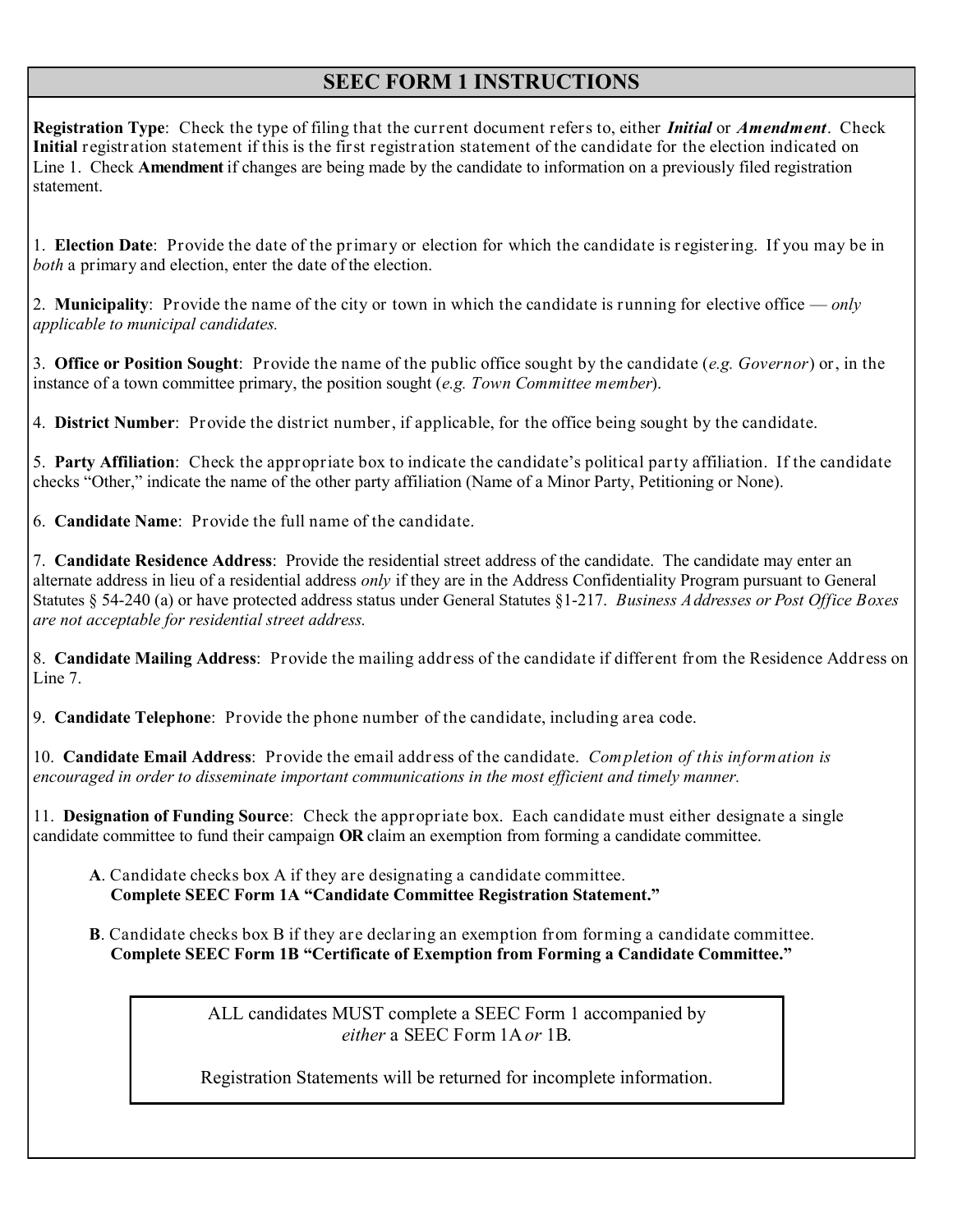## SEEC FORM 1 INSTRUCTIONS

**Registration Type**: Check the type of filing that the current document refers to, either ***Initial*** or ***Amendment***. Check **Initial** registration statement if this is the first registration statement of the candidate for the election indicated on Line 1. Check **Amendment** if changes are being made by the candidate to information on a previously filed registration statement.

1. **Election Date**: Provide the date of the primary or election for which the candidate is registering. If you may be in *both* a primary and election, enter the date of the election.

2. **Municipality**: Provide the name of the city or town in which the candidate is running for elective office — *only applicable to municipal candidates.*

3. **Office or Position Sought**: Provide the name of the public office sought by the candidate (*e.g. Governor*) or, in the instance of a town committee primary, the position sought (*e.g. Town Committee member*).

4. **District Number**: Provide the district number, if applicable, for the office being sought by the candidate.

5. **Party Affiliation**: Check the appropriate box to indicate the candidate's political party affiliation. If the candidate checks "Other," indicate the name of the other party affiliation (Name of a Minor Party, Petitioning or None).

6. **Candidate Name**: Provide the full name of the candidate.

7. **Candidate Residence Address**: Provide the residential street address of the candidate. The candidate may enter an alternate address in lieu of a residential address *only* if they are in the Address Confidentiality Program pursuant to General Statutes § 54-240 (a) or have protected address status under General Statutes §1-217. *Business Addresses or Post Office Boxes are not acceptable for residential street address.*

8. **Candidate Mailing Address**: Provide the mailing address of the candidate if different from the Residence Address on Line 7.

9. **Candidate Telephone**: Provide the phone number of the candidate, including area code.

10. **Candidate Email Address**: Provide the email address of the candidate. *Completion of this information is encouraged in order to disseminate important communications in the most efficient and timely manner.*

11. **Designation of Funding Source**: Check the appropriate box. Each candidate must either designate a single candidate committee to fund their campaign **OR** claim an exemption from forming a candidate committee.

**A**. Candidate checks box A if they are designating a candidate committee.
**Complete SEEC Form 1A "Candidate Committee Registration Statement."**

**B**. Candidate checks box B if they are declaring an exemption from forming a candidate committee.
**Complete SEEC Form 1B "Certificate of Exemption from Forming a Candidate Committee."**

ALL candidates MUST complete a SEEC Form 1 accompanied by *either* a SEEC Form 1A *or* 1B.

Registration Statements will be returned for incomplete information.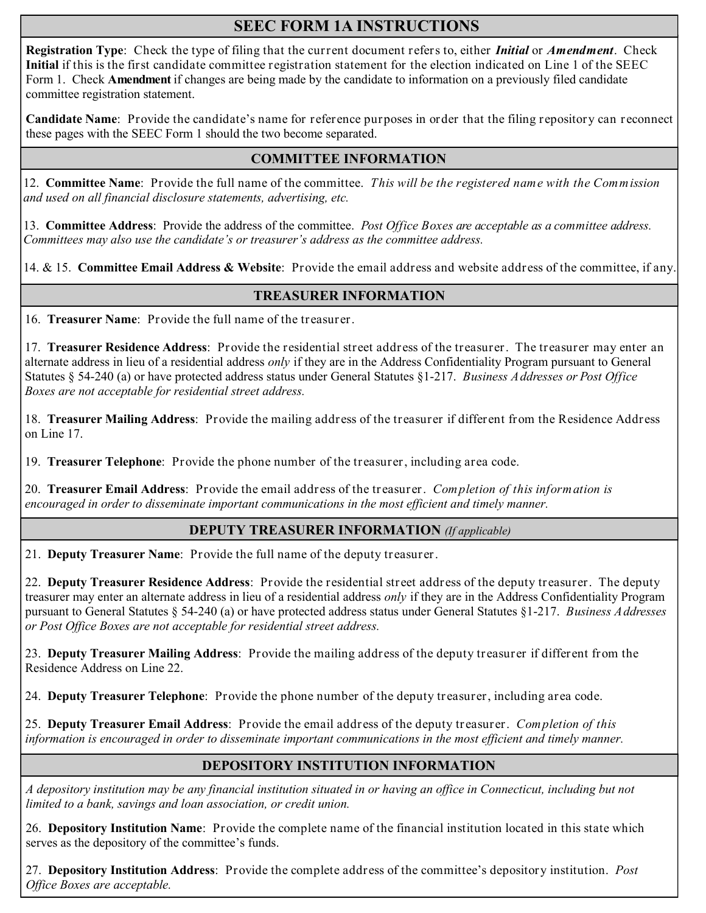# SEEC FORM 1A INSTRUCTIONS

**Registration Type**: Check the type of filing that the current document refers to, either ***Initial*** or ***Amendment***. Check **Initial** if this is the first candidate committee registration statement for the election indicated on Line 1 of the SEEC Form 1. Check **Amendment** if changes are being made by the candidate to information on a previously filed candidate committee registration statement.

**Candidate Name**: Provide the candidate's name for reference purposes in order that the filing repository can reconnect these pages with the SEEC Form 1 should the two become separated.

## COMMITTEE INFORMATION

12. **Committee Name**: Provide the full name of the committee. *This will be the registered name with the Commission and used on all financial disclosure statements, advertising, etc.*

13. **Committee Address**: Provide the address of the committee. *Post Office Boxes are acceptable as a committee address. Committees may also use the candidate's or treasurer's address as the committee address.*

14. & 15. **Committee Email Address & Website**: Provide the email address and website address of the committee, if any.

## TREASURER INFORMATION

16. **Treasurer Name**: Provide the full name of the treasurer.

17. **Treasurer Residence Address**: Provide the residential street address of the treasurer. The treasurer may enter an alternate address in lieu of a residential address *only* if they are in the Address Confidentiality Program pursuant to General Statutes § 54-240 (a) or have protected address status under General Statutes §1-217. *Business Addresses or Post Office Boxes are not acceptable for residential street address.*

18. **Treasurer Mailing Address**: Provide the mailing address of the treasurer if different from the Residence Address on Line 17.

19. **Treasurer Telephone**: Provide the phone number of the treasurer, including area code.

20. **Treasurer Email Address**: Provide the email address of the treasurer. *Completion of this information is encouraged in order to disseminate important communications in the most efficient and timely manner.*

## DEPUTY TREASURER INFORMATION *(If applicable)*

21. **Deputy Treasurer Name**: Provide the full name of the deputy treasurer.

22. **Deputy Treasurer Residence Address**: Provide the residential street address of the deputy treasurer. The deputy treasurer may enter an alternate address in lieu of a residential address *only* if they are in the Address Confidentiality Program pursuant to General Statutes § 54-240 (a) or have protected address status under General Statutes §1-217. *Business Addresses or Post Office Boxes are not acceptable for residential street address.*

23. **Deputy Treasurer Mailing Address**: Provide the mailing address of the deputy treasurer if different from the Residence Address on Line 22.

24. **Deputy Treasurer Telephone**: Provide the phone number of the deputy treasurer, including area code.

25. **Deputy Treasurer Email Address**: Provide the email address of the deputy treasurer. *Completion of this information is encouraged in order to disseminate important communications in the most efficient and timely manner.*

## DEPOSITORY INSTITUTION INFORMATION

*A depository institution may be any financial institution situated in or having an office in Connecticut, including but not limited to a bank, savings and loan association, or credit union.*

26. **Depository Institution Name**: Provide the complete name of the financial institution located in this state which serves as the depository of the committee's funds.

27. **Depository Institution Address**: Provide the complete address of the committee's depository institution. *Post Office Boxes are acceptable.*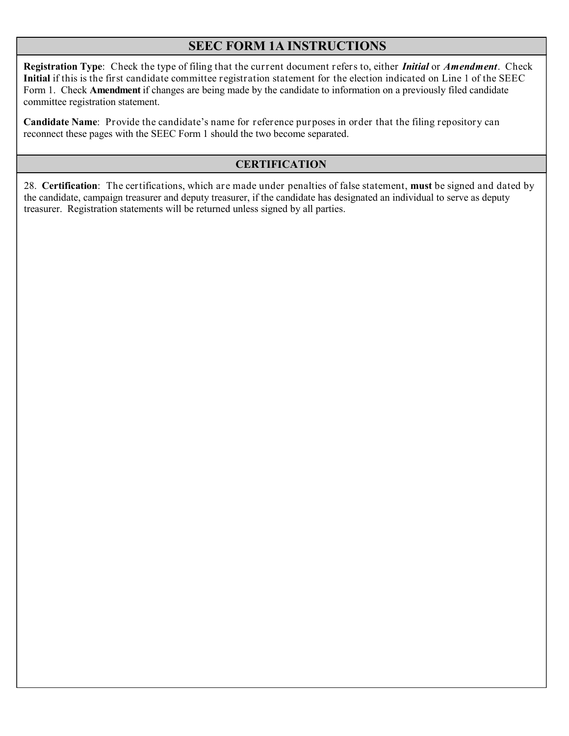## SEEC FORM 1A INSTRUCTIONS

**Registration Type**: Check the type of filing that the current document refers to, either ***Initial*** or ***Amendment***. Check **Initial** if this is the first candidate committee registration statement for the election indicated on Line 1 of the SEEC Form 1. Check **Amendment** if changes are being made by the candidate to information on a previously filed candidate committee registration statement.

**Candidate Name**: Provide the candidate's name for reference purposes in order that the filing repository can reconnect these pages with the SEEC Form 1 should the two become separated.

## CERTIFICATION

28. **Certification**: The certifications, which are made under penalties of false statement, **must** be signed and dated by the candidate, campaign treasurer and deputy treasurer, if the candidate has designated an individual to serve as deputy treasurer. Registration statements will be returned unless signed by all parties.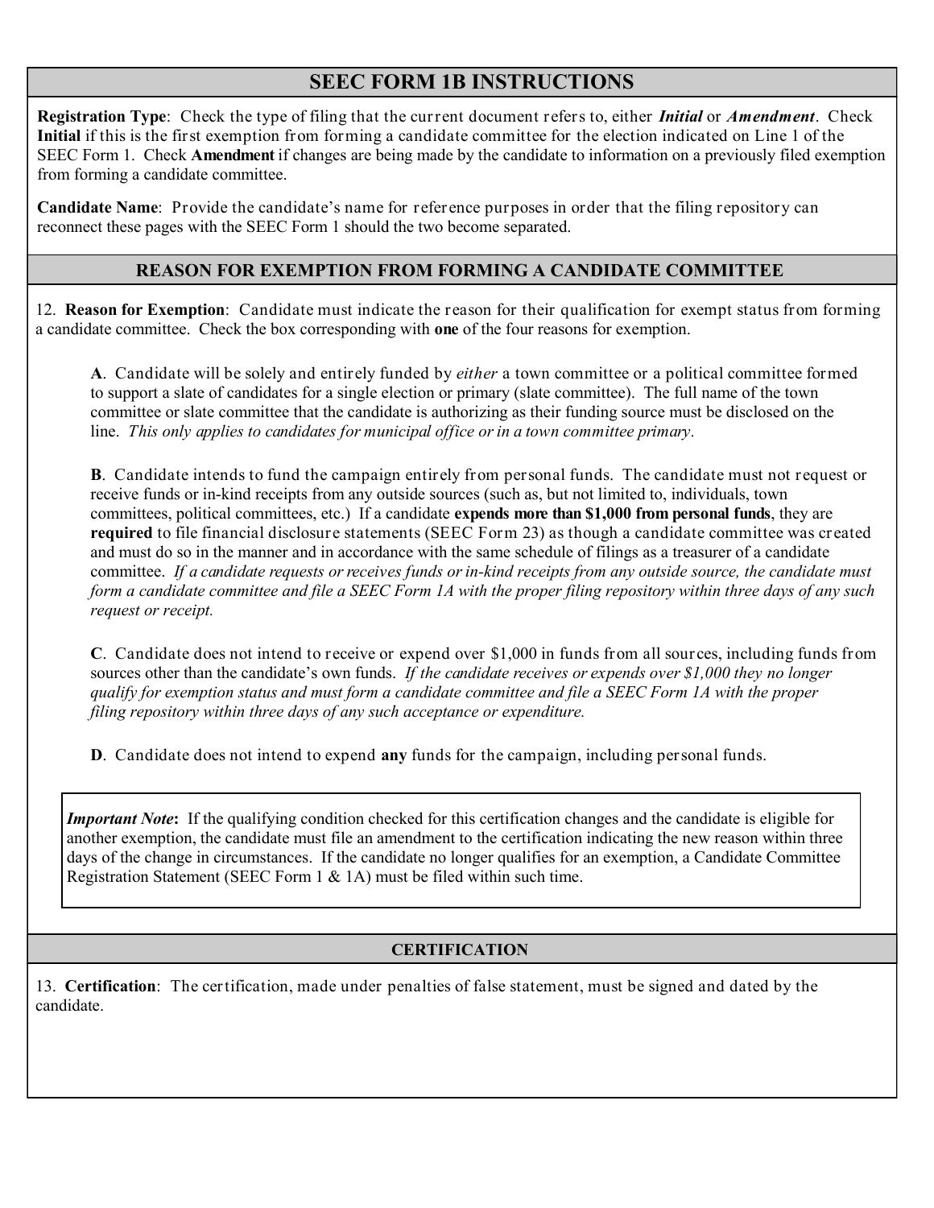# SEEC FORM 1B INSTRUCTIONS

**Registration Type**: Check the type of filing that the current document refers to, either ***Initial*** or ***Amendment***. Check **Initial** if this is the first exemption from forming a candidate committee for the election indicated on Line 1 of the SEEC Form 1. Check **Amendment** if changes are being made by the candidate to information on a previously filed exemption from forming a candidate committee.

**Candidate Name**: Provide the candidate's name for reference purposes in order that the filing repository can reconnect these pages with the SEEC Form 1 should the two become separated.

## REASON FOR EXEMPTION FROM FORMING A CANDIDATE COMMITTEE

12. **Reason for Exemption**: Candidate must indicate the reason for their qualification for exempt status from forming a candidate committee. Check the box corresponding with **one** of the four reasons for exemption.

**A**. Candidate will be solely and entirely funded by *either* a town committee or a political committee formed to support a slate of candidates for a single election or primary (slate committee). The full name of the town committee or slate committee that the candidate is authorizing as their funding source must be disclosed on the line. *This only applies to candidates for municipal office or in a town committee primary.*

**B**. Candidate intends to fund the campaign entirely from personal funds. The candidate must not request or receive funds or in-kind receipts from any outside sources (such as, but not limited to, individuals, town committees, political committees, etc.) If a candidate **expends more than $1,000 from personal funds**, they are **required** to file financial disclosure statements (SEEC Form 23) as though a candidate committee was created and must do so in the manner and in accordance with the same schedule of filings as a treasurer of a candidate committee. *If a candidate requests or receives funds or in-kind receipts from any outside source, the candidate must form a candidate committee and file a SEEC Form 1A with the proper filing repository within three days of any such request or receipt.*

**C**. Candidate does not intend to receive or expend over $1,000 in funds from all sources, including funds from sources other than the candidate's own funds. *If the candidate receives or expends over $1,000 they no longer qualify for exemption status and must form a candidate committee and file a SEEC Form 1A with the proper filing repository within three days of any such acceptance or expenditure.*

**D**. Candidate does not intend to expend **any** funds for the campaign, including personal funds.

> ***Important Note*:** If the qualifying condition checked for this certification changes and the candidate is eligible for another exemption, the candidate must file an amendment to the certification indicating the new reason within three days of the change in circumstances. If the candidate no longer qualifies for an exemption, a Candidate Committee Registration Statement (SEEC Form 1 & 1A) must be filed within such time.

## CERTIFICATION

13. **Certification**: The certification, made under penalties of false statement, must be signed and dated by the candidate.